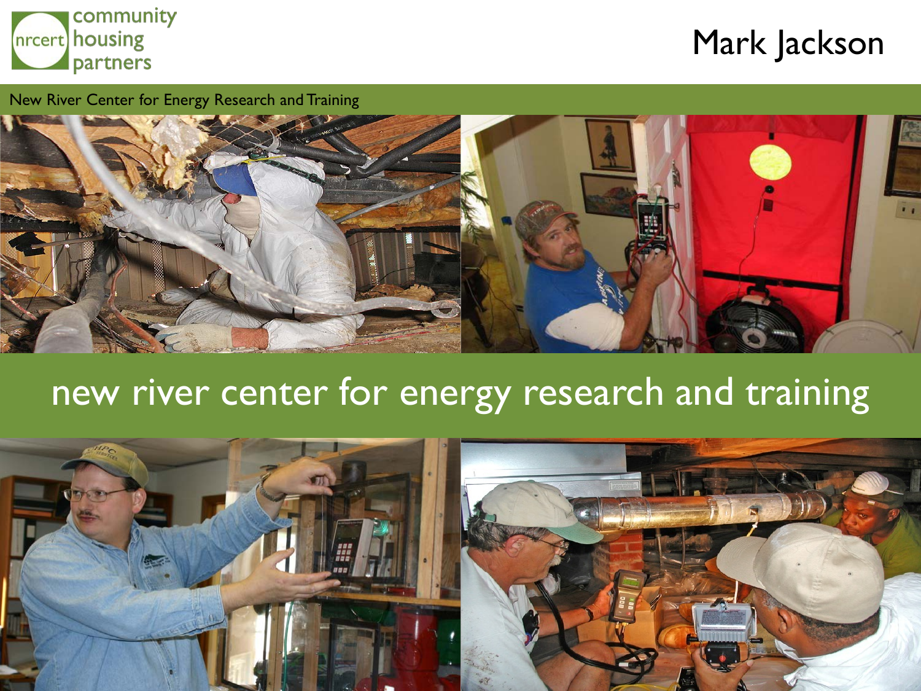nrcert community housing partners

# Mark Jackson

New River Center for Energy Research and Training

## new river center for energy research and training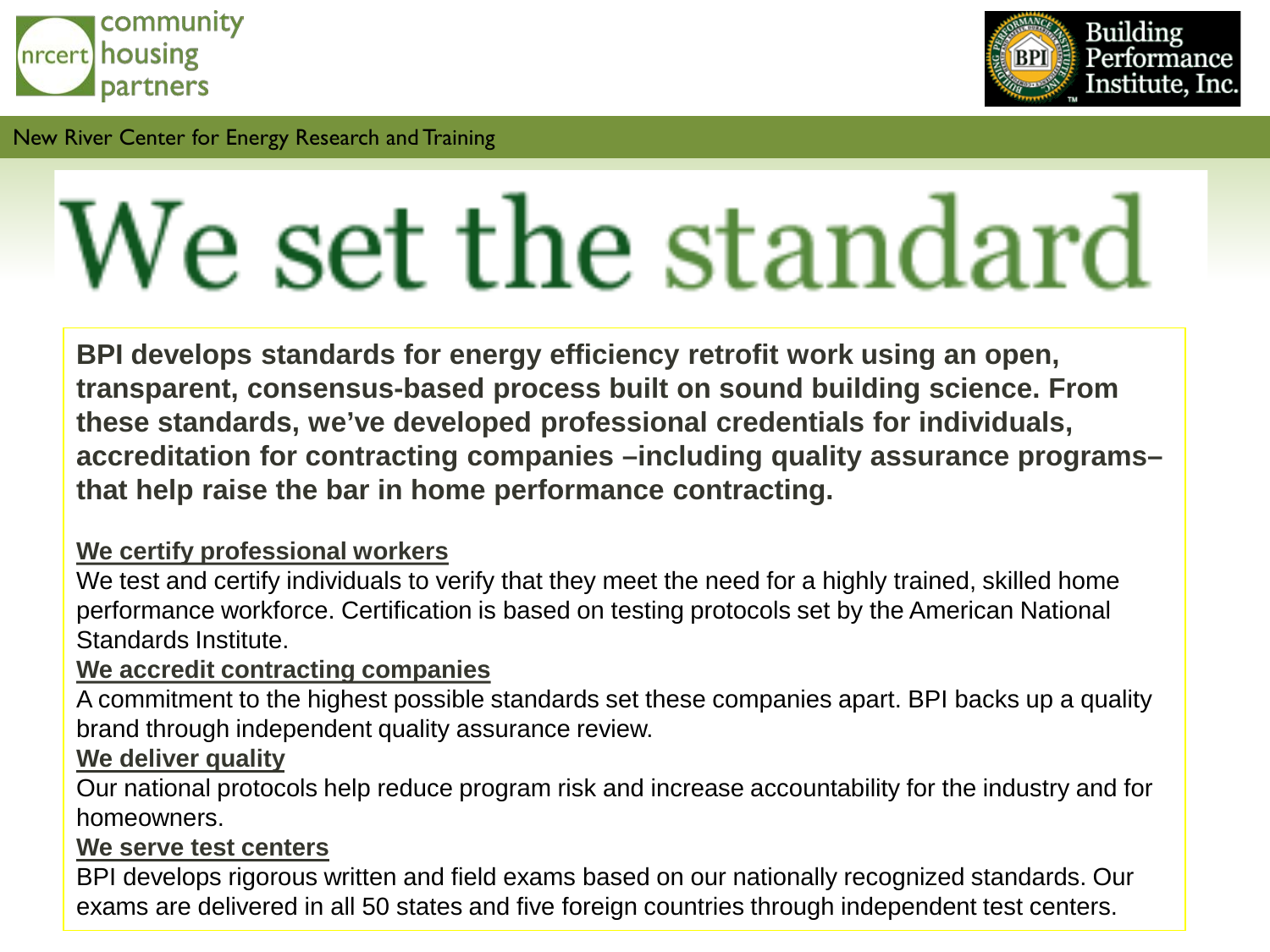community housing partners

Building Performance Institute, Inc.

New River Center for Energy Research and Training

# We set the standard

**BPI develops standards for energy efficiency retrofit work using an open, transparent, consensus-based process built on sound building science. From these standards, we've developed professional credentials for individuals, accreditation for contracting companies –including quality assurance programs– that help raise the bar in home performance contracting.**

**We certify professional workers**

We test and certify individuals to verify that they meet the need for a highly trained, skilled home performance workforce. Certification is based on testing protocols set by the American National Standards Institute.

**We accredit contracting companies**

A commitment to the highest possible standards set these companies apart. BPI backs up a quality brand through independent quality assurance review.

**We deliver quality**

Our national protocols help reduce program risk and increase accountability for the industry and for homeowners.

**We serve test centers**

BPI develops rigorous written and field exams based on our nationally recognized standards. Our exams are delivered in all 50 states and five foreign countries through independent test centers.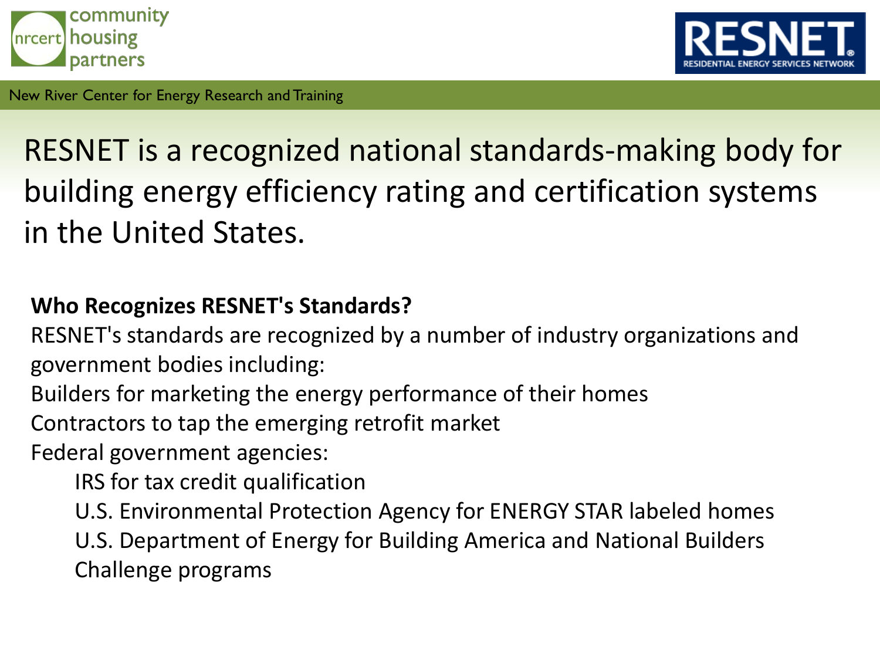# RESNET is a recognized national standards-making body for building energy efficiency rating and certification systems in the United States.

**Who Recognizes RESNET's Standards?**

RESNET's standards are recognized by a number of industry organizations and government bodies including:

Builders for marketing the energy performance of their homes

Contractors to tap the emerging retrofit market

Federal government agencies:

- IRS for tax credit qualification
- U.S. Environmental Protection Agency for ENERGY STAR labeled homes
- U.S. Department of Energy for Building America and National Builders Challenge programs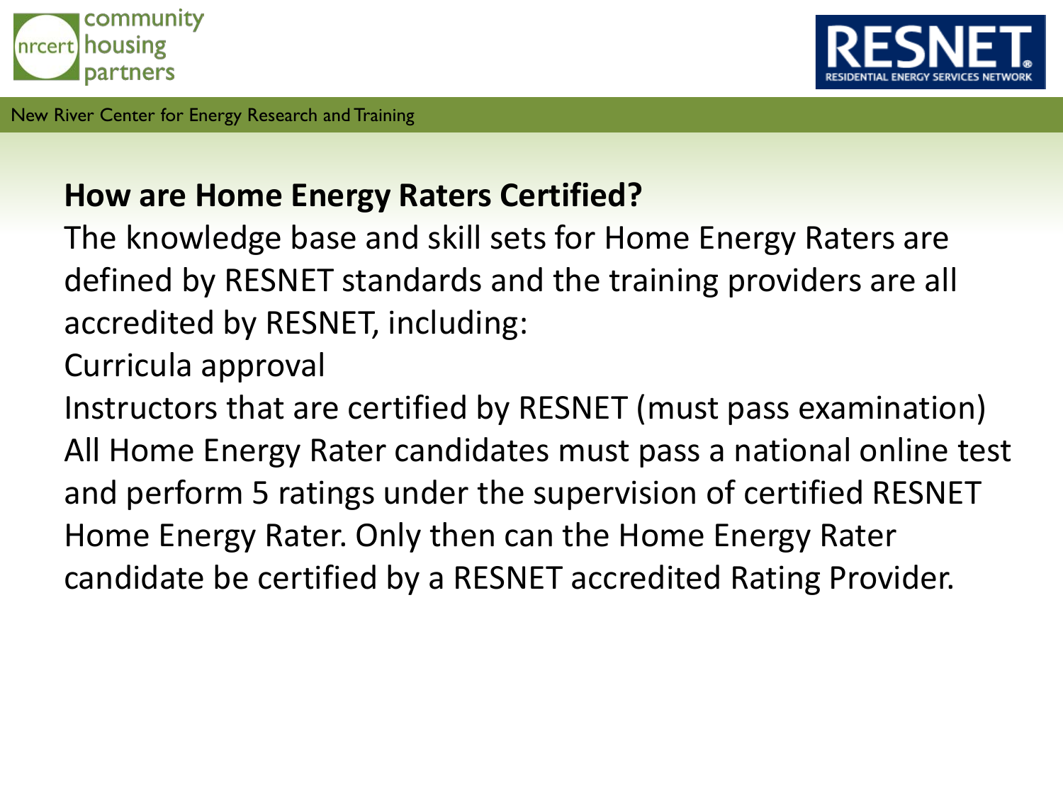## How are Home Energy Raters Certified?

The knowledge base and skill sets for Home Energy Raters are defined by RESNET standards and the training providers are all accredited by RESNET, including:

Curricula approval

Instructors that are certified by RESNET (must pass examination)

All Home Energy Rater candidates must pass a national online test and perform 5 ratings under the supervision of certified RESNET Home Energy Rater. Only then can the Home Energy Rater candidate be certified by a RESNET accredited Rating Provider.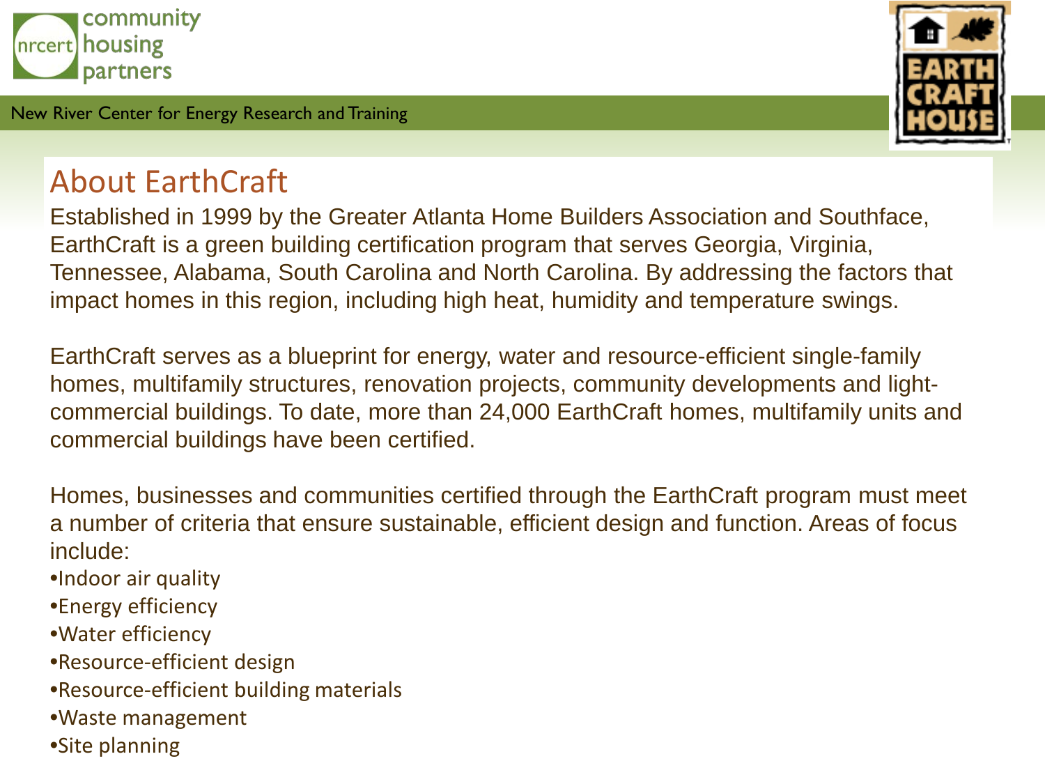## About EarthCraft

Established in 1999 by the Greater Atlanta Home Builders Association and Southface, EarthCraft is a green building certification program that serves Georgia, Virginia, Tennessee, Alabama, South Carolina and North Carolina. By addressing the factors that impact homes in this region, including high heat, humidity and temperature swings.

EarthCraft serves as a blueprint for energy, water and resource-efficient single-family homes, multifamily structures, renovation projects, community developments and light-commercial buildings. To date, more than 24,000 EarthCraft homes, multifamily units and commercial buildings have been certified.

Homes, businesses and communities certified through the EarthCraft program must meet a number of criteria that ensure sustainable, efficient design and function. Areas of focus include:

- Indoor air quality
- Energy efficiency
- Water efficiency
- Resource-efficient design
- Resource-efficient building materials
- Waste management
- Site planning